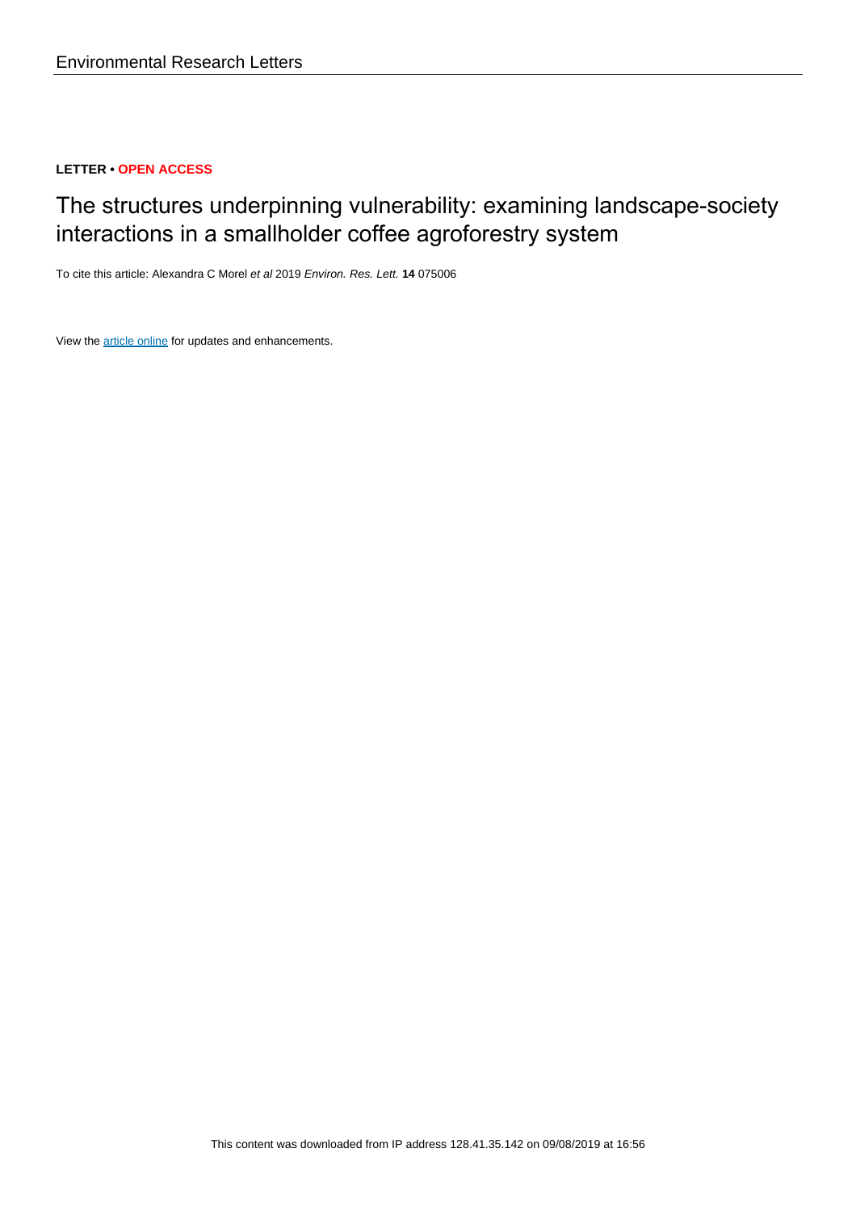Environmental Research Letters

**LETTER • OPEN ACCESS**

# The structures underpinning vulnerability: examining landscape-society interactions in a smallholder coffee agroforestry system

To cite this article: Alexandra C Morel *et al* 2019 *Environ. Res. Lett.* **14** 075006

View the article online for updates and enhancements.

This content was downloaded from IP address 128.41.35.142 on 09/08/2019 at 16:56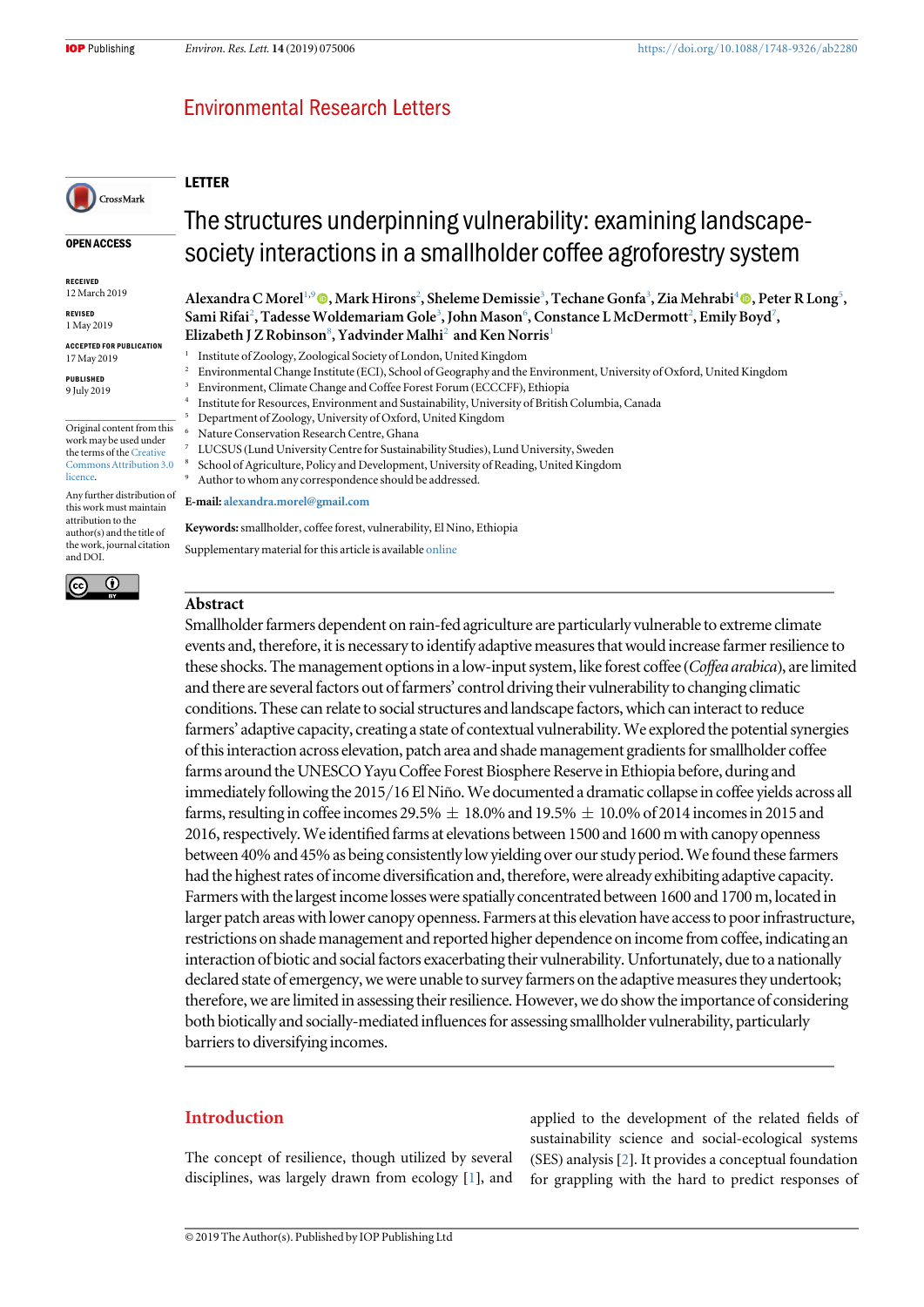# LETTER

# The structures underpinning vulnerability: examining landscape-society interactions in a smallholder coffee agroforestry system

**Alexandra C Morel**[1,9], **Mark Hirons**[2], **Sheleme Demissie**[3], **Techane Gonfa**[3], **Zia Mehrabi**[4], **Peter R Long**[5], **Sami Rifai**[2], **Tadesse Woldemariam Gole**[3], **John Mason**[6], **Constance L McDermott**[2], **Emily Boyd**[7], **Elizabeth J Z Robinson**[8], **Yadvinder Malhi**[2] and **Ken Norris**[1]

[1] Institute of Zoology, Zoological Society of London, United Kingdom
[2] Environmental Change Institute (ECI), School of Geography and the Environment, University of Oxford, United Kingdom
[3] Environment, Climate Change and Coffee Forest Forum (ECCCFF), Ethiopia
[4] Institute for Resources, Environment and Sustainability, University of British Columbia, Canada
[5] Department of Zoology, University of Oxford, United Kingdom
[6] Nature Conservation Research Centre, Ghana
[7] LUCSUS (Lund University Centre for Sustainability Studies), Lund University, Sweden
[8] School of Agriculture, Policy and Development, University of Reading, United Kingdom
[9] Author to whom any correspondence should be addressed.

**E-mail:** alexandra.morel@gmail.com

**Keywords:** smallholder, coffee forest, vulnerability, El Nino, Ethiopia

Supplementary material for this article is available online

OPEN ACCESS

RECEIVED
12 March 2019

REVISED
1 May 2019

ACCEPTED FOR PUBLICATION
17 May 2019

PUBLISHED
9 July 2019

Original content from this work may be used under the terms of the Creative Commons Attribution 3.0 licence.

Any further distribution of this work must maintain attribution to the author(s) and the title of the work, journal citation and DOI.

## Abstract

Smallholder farmers dependent on rain-fed agriculture are particularly vulnerable to extreme climate events and, therefore, it is necessary to identify adaptive measures that would increase farmer resilience to these shocks. The management options in a low-input system, like forest coffee (*Coffea arabica*), are limited and there are several factors out of farmers' control driving their vulnerability to changing climatic conditions. These can relate to social structures and landscape factors, which can interact to reduce farmers' adaptive capacity, creating a state of contextual vulnerability. We explored the potential synergies of this interaction across elevation, patch area and shade management gradients for smallholder coffee farms around the UNESCO Yayu Coffee Forest Biosphere Reserve in Ethiopia before, during and immediately following the 2015/16 El Niño. We documented a dramatic collapse in coffee yields across all farms, resulting in coffee incomes 29.5% ± 18.0% and 19.5% ± 10.0% of 2014 incomes in 2015 and 2016, respectively. We identified farms at elevations between 1500 and 1600 m with canopy openness between 40% and 45% as being consistently low yielding over our study period. We found these farmers had the highest rates of income diversification and, therefore, were already exhibiting adaptive capacity. Farmers with the largest income losses were spatially concentrated between 1600 and 1700 m, located in larger patch areas with lower canopy openness. Farmers at this elevation have access to poor infrastructure, restrictions on shade management and reported higher dependence on income from coffee, indicating an interaction of biotic and social factors exacerbating their vulnerability. Unfortunately, due to a nationally declared state of emergency, we were unable to survey farmers on the adaptive measures they undertook; therefore, we are limited in assessing their resilience. However, we do show the importance of considering both biotically and socially-mediated influences for assessing smallholder vulnerability, particularly barriers to diversifying incomes.

## Introduction

The concept of resilience, though utilized by several disciplines, was largely drawn from ecology [1], and applied to the development of the related fields of sustainability science and social-ecological systems (SES) analysis [2]. It provides a conceptual foundation for grappling with the hard to predict responses of

© 2019 The Author(s). Published by IOP Publishing Ltd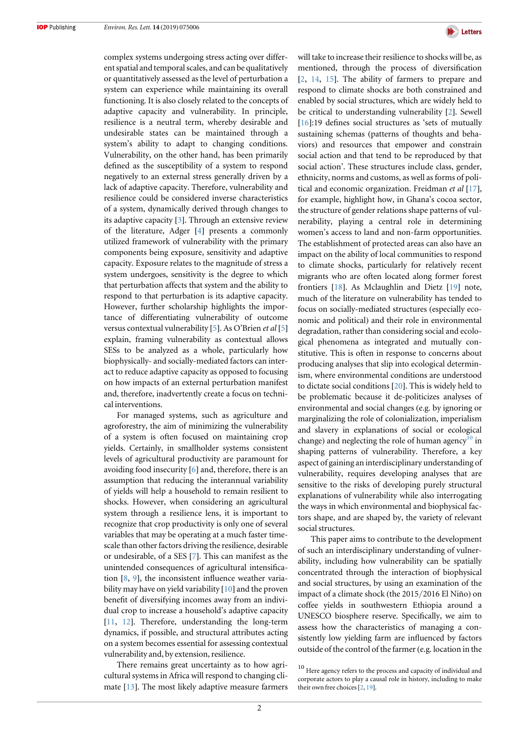complex systems undergoing stress acting over different spatial and temporal scales, and can be qualitatively or quantitatively assessed as the level of perturbation a system can experience while maintaining its overall functioning. It is also closely related to the concepts of adaptive capacity and vulnerability. In principle, resilience is a neutral term, whereby desirable and undesirable states can be maintained through a system's ability to adapt to changing conditions. Vulnerability, on the other hand, has been primarily defined as the susceptibility of a system to respond negatively to an external stress generally driven by a lack of adaptive capacity. Therefore, vulnerability and resilience could be considered inverse characteristics of a system, dynamically derived through changes to its adaptive capacity [3]. Through an extensive review of the literature, Adger [4] presents a commonly utilized framework of vulnerability with the primary components being exposure, sensitivity and adaptive capacity. Exposure relates to the magnitude of stress a system undergoes, sensitivity is the degree to which that perturbation affects that system and the ability to respond to that perturbation is its adaptive capacity. However, further scholarship highlights the importance of differentiating vulnerability of outcome versus contextual vulnerability [5]. As O'Brien *et al* [5] explain, framing vulnerability as contextual allows SESs to be analyzed as a whole, particularly how biophysically- and socially-mediated factors can interact to reduce adaptive capacity as opposed to focusing on how impacts of an external perturbation manifest and, therefore, inadvertently create a focus on technical interventions.

For managed systems, such as agriculture and agroforestry, the aim of minimizing the vulnerability of a system is often focused on maintaining crop yields. Certainly, in smallholder systems consistent levels of agricultural productivity are paramount for avoiding food insecurity [6] and, therefore, there is an assumption that reducing the interannual variability of yields will help a household to remain resilient to shocks. However, when considering an agricultural system through a resilience lens, it is important to recognize that crop productivity is only one of several variables that may be operating at a much faster timescale than other factors driving the resilience, desirable or undesirable, of a SES [7]. This can manifest as the unintended consequences of agricultural intensification [8, 9], the inconsistent influence weather variability may have on yield variability [10] and the proven benefit of diversifying incomes away from an individual crop to increase a household's adaptive capacity [11, 12]. Therefore, understanding the long-term dynamics, if possible, and structural attributes acting on a system becomes essential for assessing contextual vulnerability and, by extension, resilience.

There remains great uncertainty as to how agricultural systems in Africa will respond to changing climate [13]. The most likely adaptive measure farmers will take to increase their resilience to shocks will be, as mentioned, through the process of diversification [2, 14, 15]. The ability of farmers to prepare and respond to climate shocks are both constrained and enabled by social structures, which are widely held to be critical to understanding vulnerability [2]. Sewell [16]:19 defines social structures as 'sets of mutually sustaining schemas (patterns of thoughts and behaviors) and resources that empower and constrain social action and that tend to be reproduced by that social action'. These structures include class, gender, ethnicity, norms and customs, as well as forms of political and economic organization. Freidman *et al* [17], for example, highlight how, in Ghana's cocoa sector, the structure of gender relations shape patterns of vulnerability, playing a central role in determining women's access to land and non-farm opportunities. The establishment of protected areas can also have an impact on the ability of local communities to respond to climate shocks, particularly for relatively recent migrants who are often located along former forest frontiers [18]. As Mclaughlin and Dietz [19] note, much of the literature on vulnerability has tended to focus on socially-mediated structures (especially economic and political) and their role in environmental degradation, rather than considering social and ecological phenomena as integrated and mutually constitutive. This is often in response to concerns about producing analyses that slip into ecological determinism, where environmental conditions are understood to dictate social conditions [20]. This is widely held to be problematic because it de-politicizes analyses of environmental and social changes (e.g. by ignoring or marginalizing the role of colonialization, imperialism and slavery in explanations of social or ecological change) and neglecting the role of human agency[10] in shaping patterns of vulnerability. Therefore, a key aspect of gaining an interdisciplinary understanding of vulnerability, requires developing analyses that are sensitive to the risks of developing purely structural explanations of vulnerability while also interrogating the ways in which environmental and biophysical factors shape, and are shaped by, the variety of relevant social structures.

This paper aims to contribute to the development of such an interdisciplinary understanding of vulnerability, including how vulnerability can be spatially concentrated through the interaction of biophysical and social structures, by using an examination of the impact of a climate shock (the 2015/2016 El Niño) on coffee yields in southwestern Ethiopia around a UNESCO biosphere reserve. Specifically, we aim to assess how the characteristics of managing a consistently low yielding farm are influenced by factors outside of the control of the farmer (e.g. location in the

[10] Here agency refers to the process and capacity of individual and corporate actors to play a causal role in history, including to make their own free choices [2, 19].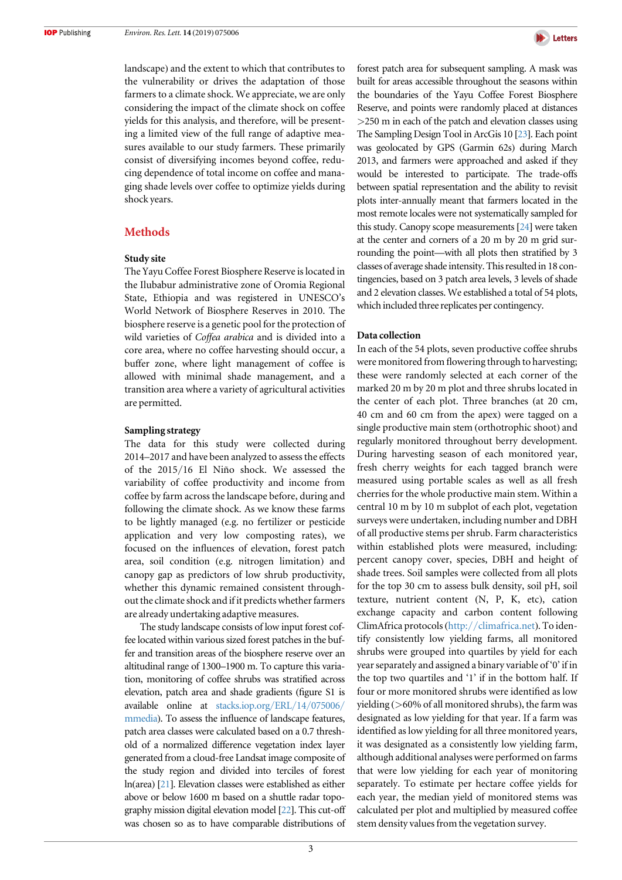landscape) and the extent to which that contributes to the vulnerability or drives the adaptation of those farmers to a climate shock. We appreciate, we are only considering the impact of the climate shock on coffee yields for this analysis, and therefore, will be presenting a limited view of the full range of adaptive measures available to our study farmers. These primarily consist of diversifying incomes beyond coffee, reducing dependence of total income on coffee and managing shade levels over coffee to optimize yields during shock years.

## Methods

### Study site

The Yayu Coffee Forest Biosphere Reserve is located in the Ilubabur administrative zone of Oromia Regional State, Ethiopia and was registered in UNESCO's World Network of Biosphere Reserves in 2010. The biosphere reserve is a genetic pool for the protection of wild varieties of *Coffea arabica* and is divided into a core area, where no coffee harvesting should occur, a buffer zone, where light management of coffee is allowed with minimal shade management, and a transition area where a variety of agricultural activities are permitted.

### Sampling strategy

The data for this study were collected during 2014–2017 and have been analyzed to assess the effects of the 2015/16 El Niño shock. We assessed the variability of coffee productivity and income from coffee by farm across the landscape before, during and following the climate shock. As we know these farms to be lightly managed (e.g. no fertilizer or pesticide application and very low composting rates), we focused on the influences of elevation, forest patch area, soil condition (e.g. nitrogen limitation) and canopy gap as predictors of low shrub productivity, whether this dynamic remained consistent throughout the climate shock and if it predicts whether farmers are already undertaking adaptive measures.

The study landscape consists of low input forest coffee located within various sized forest patches in the buffer and transition areas of the biosphere reserve over an altitudinal range of 1300–1900 m. To capture this variation, monitoring of coffee shrubs was stratified across elevation, patch area and shade gradients (figure S1 is available online at stacks.iop.org/ERL/14/075006/mmedia). To assess the influence of landscape features, patch area classes were calculated based on a 0.7 threshold of a normalized difference vegetation index layer generated from a cloud-free Landsat image composite of the study region and divided into terciles of forest ln(area) [21]. Elevation classes were established as either above or below 1600 m based on a shuttle radar topography mission digital elevation model [22]. This cut-off was chosen so as to have comparable distributions of forest patch area for subsequent sampling. A mask was built for areas accessible throughout the seasons within the boundaries of the Yayu Coffee Forest Biosphere Reserve, and points were randomly placed at distances >250 m in each of the patch and elevation classes using The Sampling Design Tool in ArcGis 10 [23]. Each point was geolocated by GPS (Garmin 62s) during March 2013, and farmers were approached and asked if they would be interested to participate. The trade-offs between spatial representation and the ability to revisit plots inter-annually meant that farmers located in the most remote locales were not systematically sampled for this study. Canopy scope measurements [24] were taken at the center and corners of a 20 m by 20 m grid surrounding the point—with all plots then stratified by 3 classes of average shade intensity. This resulted in 18 contingencies, based on 3 patch area levels, 3 levels of shade and 2 elevation classes. We established a total of 54 plots, which included three replicates per contingency.

### Data collection

In each of the 54 plots, seven productive coffee shrubs were monitored from flowering through to harvesting; these were randomly selected at each corner of the marked 20 m by 20 m plot and three shrubs located in the center of each plot. Three branches (at 20 cm, 40 cm and 60 cm from the apex) were tagged on a single productive main stem (orthotrophic shoot) and regularly monitored throughout berry development. During harvesting season of each monitored year, fresh cherry weights for each tagged branch were measured using portable scales as well as all fresh cherries for the whole productive main stem. Within a central 10 m by 10 m subplot of each plot, vegetation surveys were undertaken, including number and DBH of all productive stems per shrub. Farm characteristics within established plots were measured, including: percent canopy cover, species, DBH and height of shade trees. Soil samples were collected from all plots for the top 30 cm to assess bulk density, soil pH, soil texture, nutrient content (N, P, K, etc), cation exchange capacity and carbon content following ClimAfrica protocols (http://climafrica.net). To identify consistently low yielding farms, all monitored shrubs were grouped into quartiles by yield for each year separately and assigned a binary variable of '0' if in the top two quartiles and '1' if in the bottom half. If four or more monitored shrubs were identified as low yielding (>60% of all monitored shrubs), the farm was designated as low yielding for that year. If a farm was identified as low yielding for all three monitored years, it was designated as a consistently low yielding farm, although additional analyses were performed on farms that were low yielding for each year of monitoring separately. To estimate per hectare coffee yields for each year, the median yield of monitored stems was calculated per plot and multiplied by measured coffee stem density values from the vegetation survey.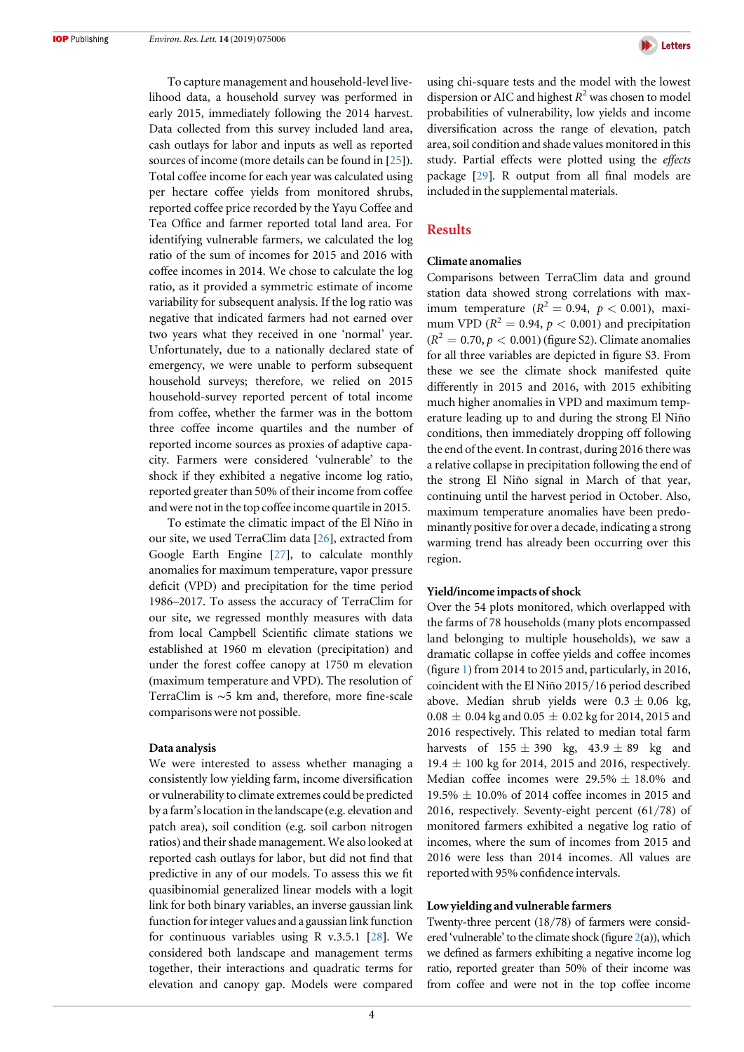To capture management and household-level livelihood data, a household survey was performed in early 2015, immediately following the 2014 harvest. Data collected from this survey included land area, cash outlays for labor and inputs as well as reported sources of income (more details can be found in [25]). Total coffee income for each year was calculated using per hectare coffee yields from monitored shrubs, reported coffee price recorded by the Yayu Coffee and Tea Office and farmer reported total land area. For identifying vulnerable farmers, we calculated the log ratio of the sum of incomes for 2015 and 2016 with coffee incomes in 2014. We chose to calculate the log ratio, as it provided a symmetric estimate of income variability for subsequent analysis. If the log ratio was negative that indicated farmers had not earned over two years what they received in one 'normal' year. Unfortunately, due to a nationally declared state of emergency, we were unable to perform subsequent household surveys; therefore, we relied on 2015 household-survey reported percent of total income from coffee, whether the farmer was in the bottom three coffee income quartiles and the number of reported income sources as proxies of adaptive capacity. Farmers were considered 'vulnerable' to the shock if they exhibited a negative income log ratio, reported greater than 50% of their income from coffee and were not in the top coffee income quartile in 2015.

To estimate the climatic impact of the El Niño in our site, we used TerraClim data [26], extracted from Google Earth Engine [27], to calculate monthly anomalies for maximum temperature, vapor pressure deficit (VPD) and precipitation for the time period 1986–2017. To assess the accuracy of TerraClim for our site, we regressed monthly measures with data from local Campbell Scientific climate stations we established at 1960 m elevation (precipitation) and under the forest coffee canopy at 1750 m elevation (maximum temperature and VPD). The resolution of TerraClim is ~5 km and, therefore, more fine-scale comparisons were not possible.

### Data analysis

We were interested to assess whether managing a consistently low yielding farm, income diversification or vulnerability to climate extremes could be predicted by a farm's location in the landscape (e.g. elevation and patch area), soil condition (e.g. soil carbon nitrogen ratios) and their shade management. We also looked at reported cash outlays for labor, but did not find that predictive in any of our models. To assess this we fit quasibinomial generalized linear models with a logit link for both binary variables, an inverse gaussian link function for integer values and a gaussian link function for continuous variables using R v.3.5.1 [28]. We considered both landscape and management terms together, their interactions and quadratic terms for elevation and canopy gap. Models were compared using chi-square tests and the model with the lowest dispersion or AIC and highest $R^2$ was chosen to model probabilities of vulnerability, low yields and income diversification across the range of elevation, patch area, soil condition and shade values monitored in this study. Partial effects were plotted using the *effects* package [29]. R output from all final models are included in the supplemental materials.

## Results

### Climate anomalies

Comparisons between TerraClim data and ground station data showed strong correlations with maximum temperature ($R^2 = 0.94$, $p < 0.001$), maximum VPD ($R^2 = 0.94$, $p < 0.001$) and precipitation ($R^2 = 0.70$, $p < 0.001$) (figure S2). Climate anomalies for all three variables are depicted in figure S3. From these we see the climate shock manifested quite differently in 2015 and 2016, with 2015 exhibiting much higher anomalies in VPD and maximum temperature leading up to and during the strong El Niño conditions, then immediately dropping off following the end of the event. In contrast, during 2016 there was a relative collapse in precipitation following the end of the strong El Niño signal in March of that year, continuing until the harvest period in October. Also, maximum temperature anomalies have been predominantly positive for over a decade, indicating a strong warming trend has already been occurring over this region.

### Yield/income impacts of shock

Over the 54 plots monitored, which overlapped with the farms of 78 households (many plots encompassed land belonging to multiple households), we saw a dramatic collapse in coffee yields and coffee incomes (figure 1) from 2014 to 2015 and, particularly, in 2016, coincident with the El Niño 2015/16 period described above. Median shrub yields were $0.3 \pm 0.06$ kg, $0.08 \pm 0.04$ kg and $0.05 \pm 0.02$ kg for 2014, 2015 and 2016 respectively. This related to median total farm harvests of $155 \pm 390$ kg, $43.9 \pm 89$ kg and $19.4 \pm 100$ kg for 2014, 2015 and 2016, respectively. Median coffee incomes were $29.5\% \pm 18.0\%$ and $19.5\% \pm 10.0\%$ of 2014 coffee incomes in 2015 and 2016, respectively. Seventy-eight percent (61/78) of monitored farmers exhibited a negative log ratio of incomes, where the sum of incomes from 2015 and 2016 were less than 2014 incomes. All values are reported with 95% confidence intervals.

### Low yielding and vulnerable farmers

Twenty-three percent (18/78) of farmers were considered 'vulnerable' to the climate shock (figure 2(a)), which we defined as farmers exhibiting a negative income log ratio, reported greater than 50% of their income was from coffee and were not in the top coffee income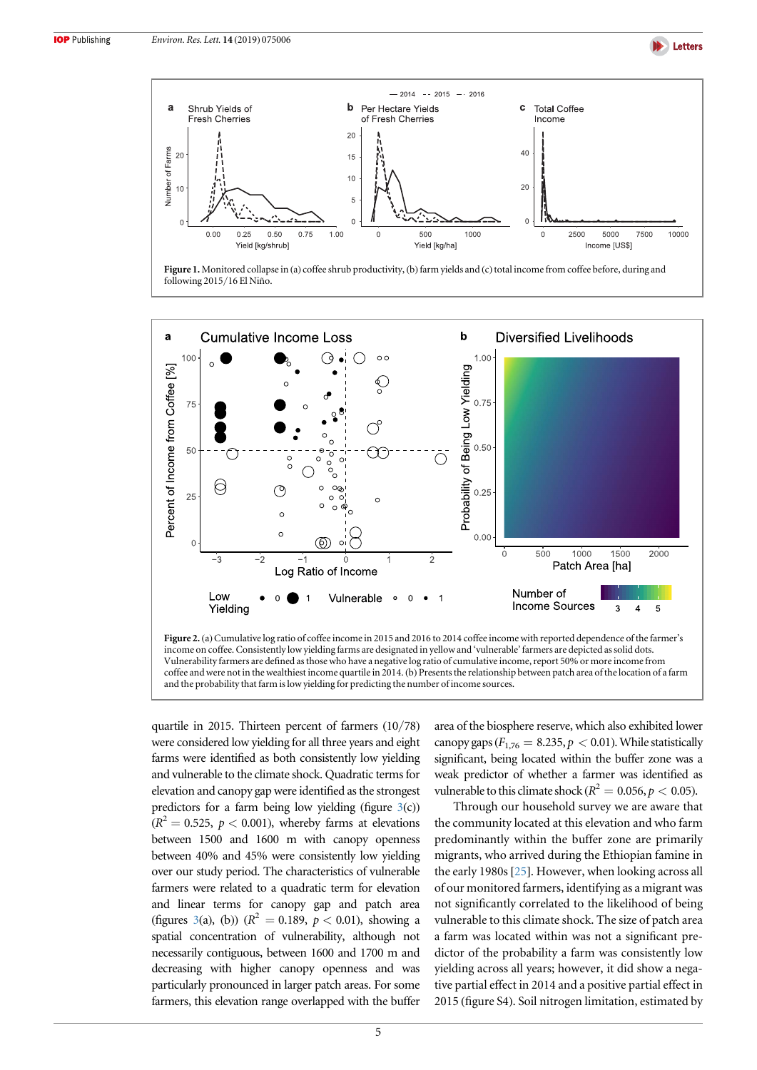Figure 1. Monitored collapse in (a) coffee shrub productivity, (b) farm yields and (c) total income from coffee before, during and following 2015/16 El Niño.

Figure 2. (a) Cumulative log ratio of coffee income in 2015 and 2016 to 2014 coffee income with reported dependence of the farmer's income on coffee. Consistently low yielding farms are designated in yellow and 'vulnerable' farmers are depicted as solid dots. Vulnerability farmers are defined as those who have a negative log ratio of cumulative income, report 50% or more income from coffee and were not in the wealthiest income quartile in 2014. (b) Presents the relationship between patch area of the location of a farm and the probability that farm is low yielding for predicting the number of income sources.

quartile in 2015. Thirteen percent of farmers (10/78) were considered low yielding for all three years and eight farms were identified as both consistently low yielding and vulnerable to the climate shock. Quadratic terms for elevation and canopy gap were identified as the strongest predictors for a farm being low yielding (figure 3(c)) ($R^2 = 0.525$, $p < 0.001$), whereby farms at elevations between 1500 and 1600 m with canopy openness between 40% and 45% were consistently low yielding over our study period. The characteristics of vulnerable farmers were related to a quadratic term for elevation and linear terms for canopy gap and patch area (figures 3(a), (b)) ($R^2 = 0.189$, $p < 0.01$), showing a spatial concentration of vulnerability, although not necessarily contiguous, between 1600 and 1700 m and decreasing with higher canopy openness and was particularly pronounced in larger patch areas. For some farmers, this elevation range overlapped with the buffer area of the biosphere reserve, which also exhibited lower canopy gaps ($F_{1,76} = 8.235$, $p < 0.01$). While statistically significant, being located within the buffer zone was a weak predictor of whether a farmer was identified as vulnerable to this climate shock ($R^2 = 0.056$, $p < 0.05$).

Through our household survey we are aware that the community located at this elevation and who farm predominantly within the buffer zone are primarily migrants, who arrived during the Ethiopian famine in the early 1980s [25]. However, when looking across all of our monitored farmers, identifying as a migrant was not significantly correlated to the likelihood of being vulnerable to this climate shock. The size of patch area a farm was located within was not a significant predictor of the probability a farm was consistently low yielding across all years; however, it did show a negative partial effect in 2014 and a positive partial effect in 2015 (figure S4). Soil nitrogen limitation, estimated by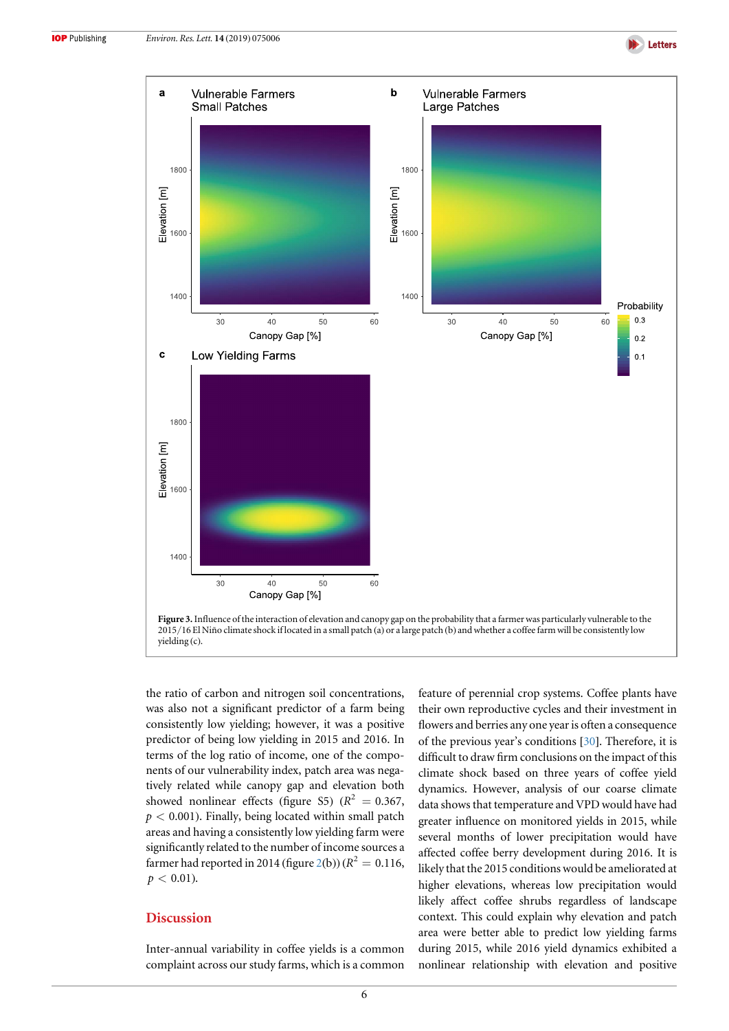**Figure 3.** Influence of the interaction of elevation and canopy gap on the probability that a farmer was particularly vulnerable to the 2015/16 El Niño climate shock if located in a small patch (a) or a large patch (b) and whether a coffee farm will be consistently low yielding (c).

the ratio of carbon and nitrogen soil concentrations, was also not a significant predictor of a farm being consistently low yielding; however, it was a positive predictor of being low yielding in 2015 and 2016. In terms of the log ratio of income, one of the components of our vulnerability index, patch area was negatively related while canopy gap and elevation both showed nonlinear effects (figure S5) ($R^2 = 0.367$, $p < 0.001$). Finally, being located within small patch areas and having a consistently low yielding farm were significantly related to the number of income sources a farmer had reported in 2014 (figure 2(b)) ($R^2 = 0.116$, $p < 0.01$).

## Discussion

Inter-annual variability in coffee yields is a common complaint across our study farms, which is a common feature of perennial crop systems. Coffee plants have their own reproductive cycles and their investment in flowers and berries any one year is often a consequence of the previous year's conditions [30]. Therefore, it is difficult to draw firm conclusions on the impact of this climate shock based on three years of coffee yield dynamics. However, analysis of our coarse climate data shows that temperature and VPD would have had greater influence on monitored yields in 2015, while several months of lower precipitation would have affected coffee berry development during 2016. It is likely that the 2015 conditions would be ameliorated at higher elevations, whereas low precipitation would likely affect coffee shrubs regardless of landscape context. This could explain why elevation and patch area were better able to predict low yielding farms during 2015, while 2016 yield dynamics exhibited a nonlinear relationship with elevation and positive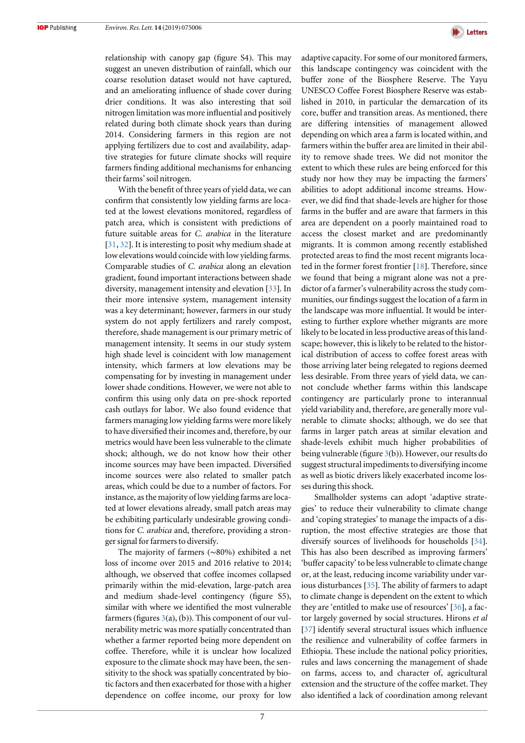relationship with canopy gap (figure S4). This may suggest an uneven distribution of rainfall, which our coarse resolution dataset would not have captured, and an ameliorating influence of shade cover during drier conditions. It was also interesting that soil nitrogen limitation was more influential and positively related during both climate shock years than during 2014. Considering farmers in this region are not applying fertilizers due to cost and availability, adaptive strategies for future climate shocks will require farmers finding additional mechanisms for enhancing their farms' soil nitrogen.

With the benefit of three years of yield data, we can confirm that consistently low yielding farms are located at the lowest elevations monitored, regardless of patch area, which is consistent with predictions of future suitable areas for *C. arabica* in the literature [31, 32]. It is interesting to posit why medium shade at low elevations would coincide with low yielding farms. Comparable studies of *C. arabica* along an elevation gradient, found important interactions between shade diversity, management intensity and elevation [33]. In their more intensive system, management intensity was a key determinant; however, farmers in our study system do not apply fertilizers and rarely compost, therefore, shade management is our primary metric of management intensity. It seems in our study system high shade level is coincident with low management intensity, which farmers at low elevations may be compensating for by investing in management under lower shade conditions. However, we were not able to confirm this using only data on pre-shock reported cash outlays for labor. We also found evidence that farmers managing low yielding farms were more likely to have diversified their incomes and, therefore, by our metrics would have been less vulnerable to the climate shock; although, we do not know how their other income sources may have been impacted. Diversified income sources were also related to smaller patch areas, which could be due to a number of factors. For instance, as the majority of low yielding farms are located at lower elevations already, small patch areas may be exhibiting particularly undesirable growing conditions for *C. arabica* and, therefore, providing a stronger signal for farmers to diversify.

The majority of farmers (~80%) exhibited a net loss of income over 2015 and 2016 relative to 2014; although, we observed that coffee incomes collapsed primarily within the mid-elevation, large-patch area and medium shade-level contingency (figure S5), similar with where we identified the most vulnerable farmers (figures 3(a), (b)). This component of our vulnerability metric was more spatially concentrated than whether a farmer reported being more dependent on coffee. Therefore, while it is unclear how localized exposure to the climate shock may have been, the sensitivity to the shock was spatially concentrated by biotic factors and then exacerbated for those with a higher dependence on coffee income, our proxy for low adaptive capacity. For some of our monitored farmers, this landscape contingency was coincident with the buffer zone of the Biosphere Reserve. The Yayu UNESCO Coffee Forest Biosphere Reserve was established in 2010, in particular the demarcation of its core, buffer and transition areas. As mentioned, there are differing intensities of management allowed depending on which area a farm is located within, and farmers within the buffer area are limited in their ability to remove shade trees. We did not monitor the extent to which these rules are being enforced for this study nor how they may be impacting the farmers' abilities to adopt additional income streams. However, we did find that shade-levels are higher for those farms in the buffer and are aware that farmers in this area are dependent on a poorly maintained road to access the closest market and are predominantly migrants. It is common among recently established protected areas to find the most recent migrants located in the former forest frontier [18]. Therefore, since we found that being a migrant alone was not a predictor of a farmer's vulnerability across the study communities, our findings suggest the location of a farm in the landscape was more influential. It would be interesting to further explore whether migrants are more likely to be located in less productive areas of this landscape; however, this is likely to be related to the historical distribution of access to coffee forest areas with those arriving later being relegated to regions deemed less desirable. From three years of yield data, we cannot conclude whether farms within this landscape contingency are particularly prone to interannual yield variability and, therefore, are generally more vulnerable to climate shocks; although, we do see that farms in larger patch areas at similar elevation and shade-levels exhibit much higher probabilities of being vulnerable (figure 3(b)). However, our results do suggest structural impediments to diversifying income as well as biotic drivers likely exacerbated income losses during this shock.

Smallholder systems can adopt 'adaptive strategies' to reduce their vulnerability to climate change and 'coping strategies' to manage the impacts of a disruption, the most effective strategies are those that diversify sources of livelihoods for households [34]. This has also been described as improving farmers' 'buffer capacity' to be less vulnerable to climate change or, at the least, reducing income variability under various disturbances [35]. The ability of farmers to adapt to climate change is dependent on the extent to which they are 'entitled to make use of resources' [36], a factor largely governed by social structures. Hirons *et al* [37] identify several structural issues which influence the resilience and vulnerability of coffee farmers in Ethiopia. These include the national policy priorities, rules and laws concerning the management of shade on farms, access to, and character of, agricultural extension and the structure of the coffee market. They also identified a lack of coordination among relevant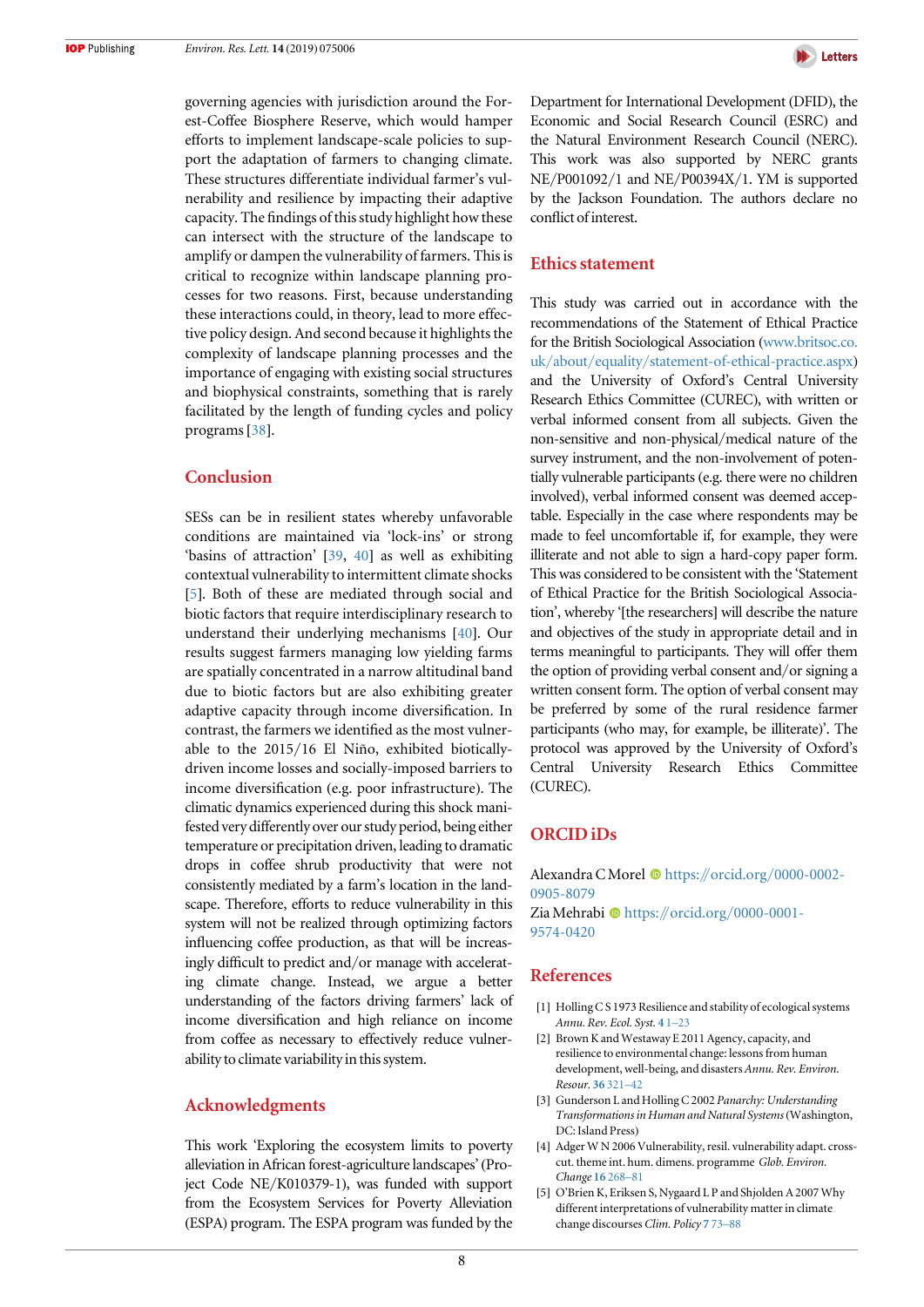governing agencies with jurisdiction around the Forest-Coffee Biosphere Reserve, which would hamper efforts to implement landscape-scale policies to support the adaptation of farmers to changing climate. These structures differentiate individual farmer's vulnerability and resilience by impacting their adaptive capacity. The findings of this study highlight how these can intersect with the structure of the landscape to amplify or dampen the vulnerability of farmers. This is critical to recognize within landscape planning processes for two reasons. First, because understanding these interactions could, in theory, lead to more effective policy design. And second because it highlights the complexity of landscape planning processes and the importance of engaging with existing social structures and biophysical constraints, something that is rarely facilitated by the length of funding cycles and policy programs [38].

## Conclusion

SESs can be in resilient states whereby unfavorable conditions are maintained via 'lock-ins' or strong 'basins of attraction' [39, 40] as well as exhibiting contextual vulnerability to intermittent climate shocks [5]. Both of these are mediated through social and biotic factors that require interdisciplinary research to understand their underlying mechanisms [40]. Our results suggest farmers managing low yielding farms are spatially concentrated in a narrow altitudinal band due to biotic factors but are also exhibiting greater adaptive capacity through income diversification. In contrast, the farmers we identified as the most vulnerable to the 2015/16 El Niño, exhibited biotically-driven income losses and socially-imposed barriers to income diversification (e.g. poor infrastructure). The climatic dynamics experienced during this shock manifested very differently over our study period, being either temperature or precipitation driven, leading to dramatic drops in coffee shrub productivity that were not consistently mediated by a farm's location in the landscape. Therefore, efforts to reduce vulnerability in this system will not be realized through optimizing factors influencing coffee production, as that will be increasingly difficult to predict and/or manage with accelerating climate change. Instead, we argue a better understanding of the factors driving farmers' lack of income diversification and high reliance on income from coffee as necessary to effectively reduce vulnerability to climate variability in this system.

## Acknowledgments

This work 'Exploring the ecosystem limits to poverty alleviation in African forest-agriculture landscapes' (Project Code NE/K010379-1), was funded with support from the Ecosystem Services for Poverty Alleviation (ESPA) program. The ESPA program was funded by the Department for International Development (DFID), the Economic and Social Research Council (ESRC) and the Natural Environment Research Council (NERC). This work was also supported by NERC grants NE/P001092/1 and NE/P00394X/1. YM is supported by the Jackson Foundation. The authors declare no conflict of interest.

## Ethics statement

This study was carried out in accordance with the recommendations of the Statement of Ethical Practice for the British Sociological Association (www.britsoc.co.uk/about/equality/statement-of-ethical-practice.aspx) and the University of Oxford's Central University Research Ethics Committee (CUREC), with written or verbal informed consent from all subjects. Given the non-sensitive and non-physical/medical nature of the survey instrument, and the non-involvement of potentially vulnerable participants (e.g. there were no children involved), verbal informed consent was deemed acceptable. Especially in the case where respondents may be made to feel uncomfortable if, for example, they were illiterate and not able to sign a hard-copy paper form. This was considered to be consistent with the 'Statement of Ethical Practice for the British Sociological Association', whereby '[the researchers] will describe the nature and objectives of the study in appropriate detail and in terms meaningful to participants. They will offer them the option of providing verbal consent and/or signing a written consent form. The option of verbal consent may be preferred by some of the rural residence farmer participants (who may, for example, be illiterate)'. The protocol was approved by the University of Oxford's Central University Research Ethics Committee (CUREC).

## ORCID iDs

Alexandra C Morel https://orcid.org/0000-0002-0905-8079
Zia Mehrabi https://orcid.org/0000-0001-9574-0420

## References

[1] Holling C S 1973 Resilience and stability of ecological systems *Annu. Rev. Ecol. Syst.* **4** 1–23

[2] Brown K and Westaway E 2011 Agency, capacity, and resilience to environmental change: lessons from human development, well-being, and disasters *Annu. Rev. Environ. Resour.* **36** 321–42

[3] Gunderson L and Holling C 2002 *Panarchy: Understanding Transformations in Human and Natural Systems* (Washington, DC: Island Press)

[4] Adger W N 2006 Vulnerability, resil. vulnerability adapt. cross-cut. theme int. hum. dimens. programme *Glob. Environ. Change* **16** 268–81

[5] O'Brien K, Eriksen S, Nygaard L P and Shjolden A 2007 Why different interpretations of vulnerability matter in climate change discourses *Clim. Policy* **7** 73–88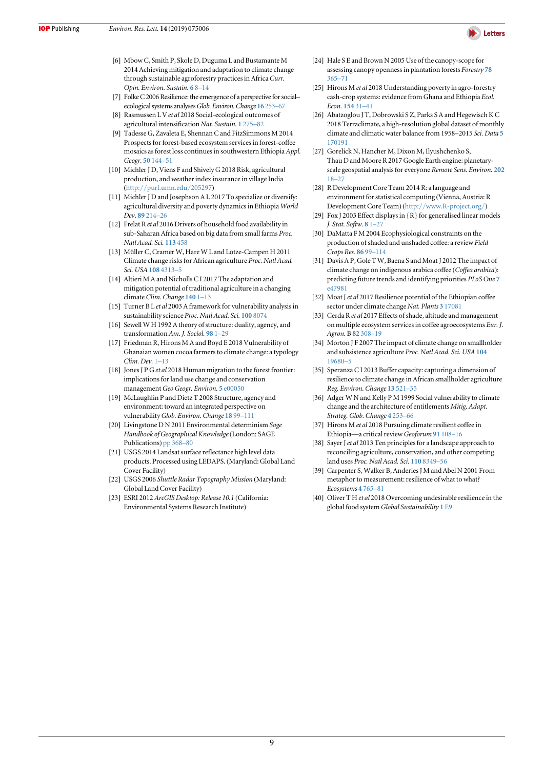[6] Mbow C, Smith P, Skole D, Duguma L and Bustamante M 2014 Achieving mitigation and adaptation to climate change through sustainable agroforestry practices in Africa *Curr. Opin. Environ. Sustain.* **6** 8–14

[7] Folke C 2006 Resilience: the emergence of a perspective for social–ecological systems analyses *Glob. Environ. Change* **16** 253–67

[8] Rasmussen L V *et al* 2018 Social-ecological outcomes of agricultural intensification *Nat. Sustain.* **1** 275–82

[9] Tadesse G, Zavaleta E, Shennan C and FitzSimmons M 2014 Prospects for forest-based ecosystem services in forest-coffee mosaics as forest loss continues in southwestern Ethiopia *Appl. Geogr.* **50** 144–51

[10] Michler J D, Viens F and Shively G 2018 Risk, agricultural production, and weather index insurance in village India (http://purl.umn.edu/205297)

[11] Michler J D and Josephson A L 2017 To specialize or diversify: agricultural diversity and poverty dynamics in Ethiopia *World Dev.* **89** 214–26

[12] Frelat R *et al* 2016 Drivers of household food availability in sub-Saharan Africa based on big data from small farms *Proc. Natl Acad. Sci.* **113** 458

[13] Müller C, Cramer W, Hare W L and Lotze-Campen H 2011 Climate change risks for African agriculture *Proc. Natl Acad. Sci. USA* **108** 4313–5

[14] Altieri M A and Nicholls C I 2017 The adaptation and mitigation potential of traditional agriculture in a changing climate *Clim. Change* **140** 1–13

[15] Turner B L *et al* 2003 A framework for vulnerability analysis in sustainability science *Proc. Natl Acad. Sci.* **100** 8074

[16] Sewell W H 1992 A theory of structure: duality, agency, and transformation *Am. J. Sociol.* **98** 1–29

[17] Friedman R, Hirons M A and Boyd E 2018 Vulnerability of Ghanaian women cocoa farmers to climate change: a typology *Clim. Dev.* 1–13

[18] Jones J P G *et al* 2018 Human migration to the forest frontier: implications for land use change and conservation management *Geo Geogr. Environ.* **5** e00050

[19] McLaughlin P and Dietz T 2008 Structure, agency and environment: toward an integrated perspective on vulnerability *Glob. Environ. Change* **18** 99–111

[20] Livingstone D N 2011 Environmental determinism *Sage Handbook of Geographical Knowledge* (London: SAGE Publications) pp 368–80

[21] USGS 2014 Landsat surface reflectance high level data products. Processed using LEDAPS. (Maryland: Global Land Cover Facility)

[22] USGS 2006 *Shuttle Radar Topography Mission* (Maryland: Global Land Cover Facility)

[23] ESRI 2012 *ArcGIS Desktop: Release 10.1* (California: Environmental Systems Research Institute)

[24] Hale S E and Brown N 2005 Use of the canopy-scope for assessing canopy openness in plantation forests *Forestry* **78** 365–71

[25] Hirons M *et al* 2018 Understanding poverty in agro-forestry cash-crop systems: evidence from Ghana and Ethiopia *Ecol. Econ.* **154** 31–41

[26] Abatzoglou J T, Dobrowski S Z, Parks S A and Hegewisch K C 2018 Terraclimate, a high-resolution global dataset of monthly climate and climatic water balance from 1958–2015 *Sci. Data* **5** 170191

[27] Gorelick N, Hancher M, Dixon M, Ilyushchenko S, Thau D and Moore R 2017 Google Earth engine: planetary-scale geospatial analysis for everyone *Remote Sens. Environ.* **202** 18–27

[28] R Development Core Team 2014 R: a language and environment for statistical computing (Vienna, Austria: R Development Core Team) (http://www.R-project.org/)

[29] Fox J 2003 Effect displays in {R} for generalised linear models *J. Stat. Softw.* **8** 1–27

[30] DaMatta F M 2004 Ecophysiological constraints on the production of shaded and unshaded coffee: a review *Field Crops Res.* **86** 99–114

[31] Davis A P, Gole T W, Baena S and Moat J 2012 The impact of climate change on indigenous arabica coffee (*Coffea arabica*): predicting future trends and identifying priorities *PLoS One* **7** e47981

[32] Moat J *et al* 2017 Resilience potential of the Ethiopian coffee sector under climate change *Nat. Plants* **3** 17081

[33] Cerda R *et al* 2017 Effects of shade, altitude and management on multiple ecosystem services in coffee agroecosystems *Eur. J. Agron.* B **82** 308–19

[34] Morton J F 2007 The impact of climate change on smallholder and subsistence agriculture *Proc. Natl Acad. Sci. USA* **104** 19680–5

[35] Speranza C I 2013 Buffer capacity: capturing a dimension of resilience to climate change in African smallholder agriculture *Reg. Environ. Change* **13** 521–35

[36] Adger W N and Kelly P M 1999 Social vulnerability to climate change and the architecture of entitlements *Mitig. Adapt. Strateg. Glob. Change* **4** 253–66

[37] Hirons M *et al* 2018 Pursuing climate resilient coffee in Ethiopia—a critical review *Geoforum* **91** 108–16

[38] Sayer J *et al* 2013 Ten principles for a landscape approach to reconciling agriculture, conservation, and other competing land uses *Proc. Natl Acad. Sci.* **110** 8349–56

[39] Carpenter S, Walker B, Anderies J M and Abel N 2001 From metaphor to measurement: resilience of what to what? *Ecosystems* **4** 765–81

[40] Oliver T H *et al* 2018 Overcoming undesirable resilience in the global food system *Global Sustainability* **1** E9